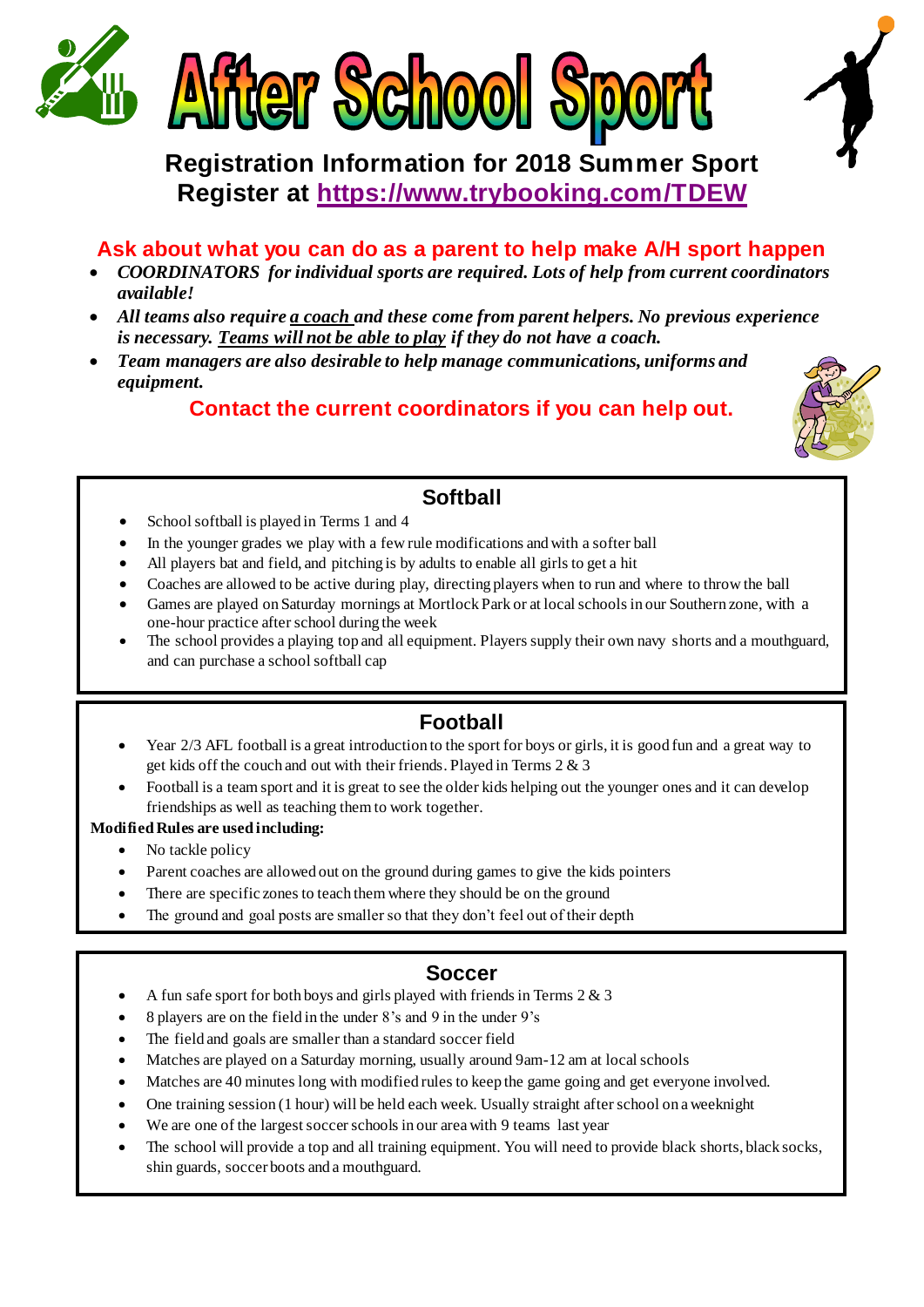# After School Sport

**Registration Information for 2018 Summer Sport**
**Register at [https://www.trybooking.com/TDEW](https://www.trybooking.com/TDEW)**

**Ask about what you can do as a parent to help make A/H sport happen**

- ***COORDINATORS for individual sports are required. Lots of help from current coordinators available!***
- ***All teams also require a coach and these come from parent helpers. No previous experience is necessary. Teams will not be able to play if they do not have a coach.***
- ***Team managers are also desirable to help manage communications, uniforms and equipment.***

**Contact the current coordinators if you can help out.**

## Softball

- School softball is played in Terms 1 and 4
- In the younger grades we play with a few rule modifications and with a softer ball
- All players bat and field, and pitching is by adults to enable all girls to get a hit
- Coaches are allowed to be active during play, directing players when to run and where to throw the ball
- Games are played on Saturday mornings at Mortlock Park or at local schools in our Southern zone, with a one-hour practice after school during the week
- The school provides a playing top and all equipment. Players supply their own navy shorts and a mouthguard, and can purchase a school softball cap

## Football

- Year 2/3 AFL football is a great introduction to the sport for boys or girls, it is good fun and a great way to get kids off the couch and out with their friends. Played in Terms 2 & 3
- Football is a team sport and it is great to see the older kids helping out the younger ones and it can develop friendships as well as teaching them to work together.

**Modified Rules are used including:**

- No tackle policy
- Parent coaches are allowed out on the ground during games to give the kids pointers
- There are specific zones to teach them where they should be on the ground
- The ground and goal posts are smaller so that they don't feel out of their depth

## Soccer

- A fun safe sport for both boys and girls played with friends in Terms 2 & 3
- 8 players are on the field in the under 8's and 9 in the under 9's
- The field and goals are smaller than a standard soccer field
- Matches are played on a Saturday morning, usually around 9am-12 am at local schools
- Matches are 40 minutes long with modified rules to keep the game going and get everyone involved.
- One training session (1 hour) will be held each week. Usually straight after school on a weeknight
- We are one of the largest soccer schools in our area with 9 teams last year
- The school will provide a top and all training equipment. You will need to provide black shorts, black socks, shin guards, soccer boots and a mouthguard.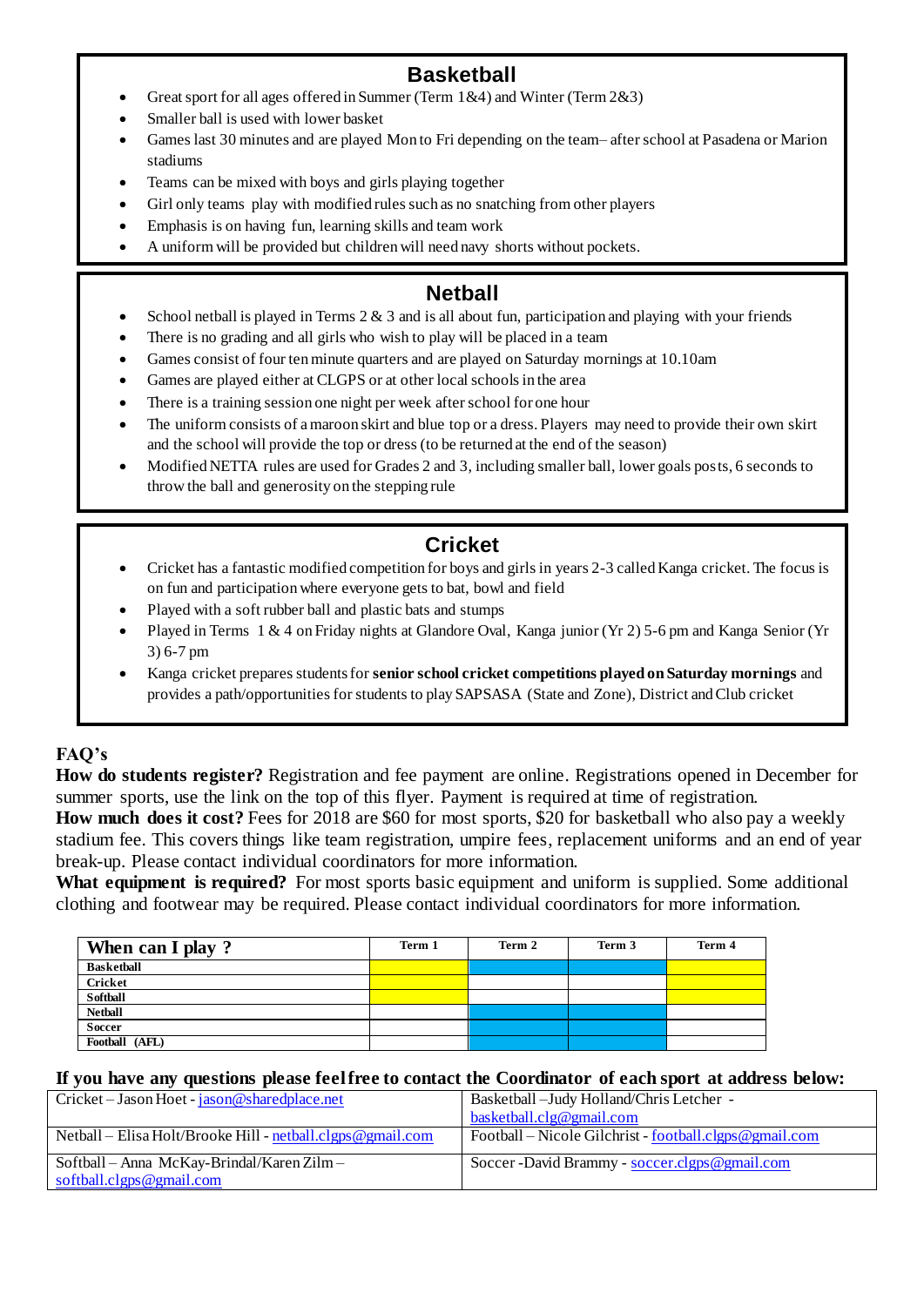## Basketball

- Great sport for all ages offered in Summer (Term 1&4) and Winter (Term 2&3)
- Smaller ball is used with lower basket
- Games last 30 minutes and are played Mon to Fri depending on the team– after school at Pasadena or Marion stadiums
- Teams can be mixed with boys and girls playing together
- Girl only teams play with modified rules such as no snatching from other players
- Emphasis is on having fun, learning skills and team work
- A uniform will be provided but children will need navy shorts without pockets.

## Netball

- School netball is played in Terms 2 & 3 and is all about fun, participation and playing with your friends
- There is no grading and all girls who wish to play will be placed in a team
- Games consist of four ten minute quarters and are played on Saturday mornings at 10.10am
- Games are played either at CLGPS or at other local schools in the area
- There is a training session one night per week after school for one hour
- The uniform consists of a maroon skirt and blue top or a dress. Players may need to provide their own skirt and the school will provide the top or dress (to be returned at the end of the season)
- Modified NETTA rules are used for Grades 2 and 3, including smaller ball, lower goals posts, 6 seconds to throw the ball and generosity on the stepping rule

## Cricket

- Cricket has a fantastic modified competition for boys and girls in years 2-3 called Kanga cricket. The focus is on fun and participation where everyone gets to bat, bowl and field
- Played with a soft rubber ball and plastic bats and stumps
- Played in Terms 1 & 4 on Friday nights at Glandore Oval, Kanga junior (Yr 2) 5-6 pm and Kanga Senior (Yr 3) 6-7 pm
- Kanga cricket prepares students for **senior school cricket competitions played on Saturday mornings** and provides a path/opportunities for students to play SAPSASA (State and Zone), District and Club cricket

**FAQ's**

**How do students register?** Registration and fee payment are online. Registrations opened in December for summer sports, use the link on the top of this flyer. Payment is required at time of registration.

**How much does it cost?** Fees for 2018 are $60 for most sports, $20 for basketball who also pay a weekly stadium fee. This covers things like team registration, umpire fees, replacement uniforms and an end of year break-up. Please contact individual coordinators for more information.

**What equipment is required?** For most sports basic equipment and uniform is supplied. Some additional clothing and footwear may be required. Please contact individual coordinators for more information.

| When can I play ? | Term 1 | Term 2 | Term 3 | Term 4 |
|---|---|---|---|---|
| Basketball | | | | |
| Cricket | | | | |
| Softball | | | | |
| Netball | | | | |
| Soccer | | | | |
| Football (AFL) | | | | |

**If you have any questions please feel free to contact the Coordinator of each sport at address below:**

| | |
|---|---|
| Cricket – Jason Hoet - jason@sharedplace.net | Basketball –Judy Holland/Chris Letcher - basketball.clg@gmail.com |
| Netball – Elisa Holt/Brooke Hill - netball.clgps@gmail.com | Football – Nicole Gilchrist - football.clgps@gmail.com |
| Softball – Anna McKay-Brindal/Karen Zilm – softball.clgps@gmail.com | Soccer -David Brammy - soccer.clgps@gmail.com |